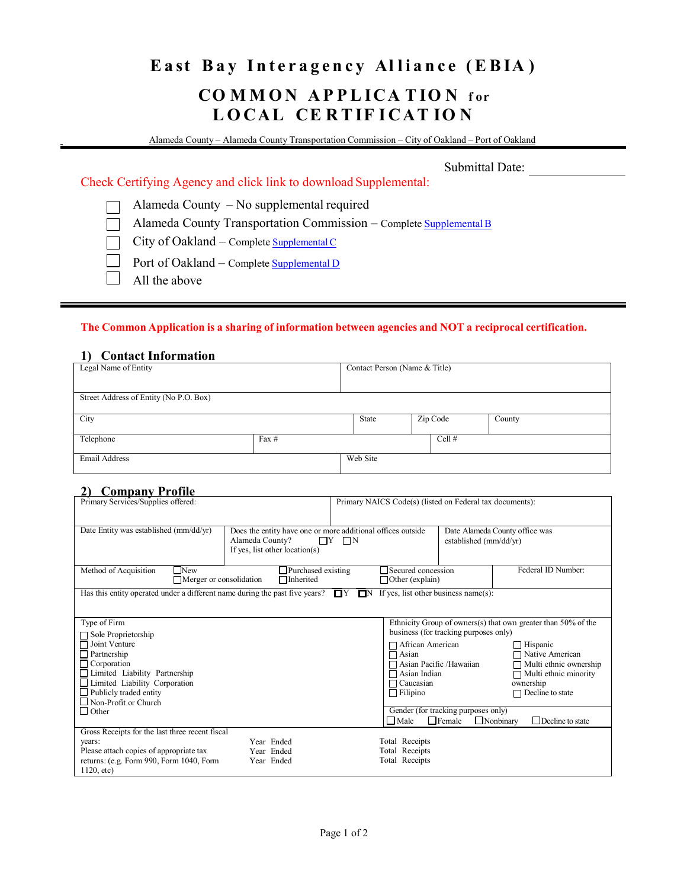# East Bay Interagency Alliance (EBIA)

## COMMON APPLICATION for LOCAL CERTIFICATION

Alameda County – Alameda County Transportation Commission – City of Oakland – Port of Oakland

Submittal Date: ______________

Check Certifying Agency and click link to download Supplemental:

- ☐ Alameda County – No supplemental required
- ☐ Alameda County Transportation Commission – Complete Supplemental B
- ☐ City of Oakland – Complete Supplemental C
- ☐ Port of Oakland – Complete Supplemental D
- ☐ All the above

**The Common Application is a sharing of information between agencies and NOT a reciprocal certification.**

### 1) Contact Information

| Legal Name of Entity | | | Contact Person (Name & Title) | |
|---|---|---|---|---|
| Street Address of Entity (No P.O. Box) | | | | |
| City | | State | Zip Code | County |
| Telephone | Fax # | | Cell # | |
| Email Address | | | Web Site | |

### 2) Company Profile

| Primary Services/Supplies offered: | | Primary NAICS Code(s) (listed on Federal tax documents): |
|---|---|---|
| Date Entity was established (mm/dd/yr) | Does the entity have one or more additional offices outside Alameda County? ☐Y ☐N<br>If yes, list other location(s) | Date Alameda County office was established (mm/dd/yr) |
| Method of Acquisition ☐New ☐Merger or consolidation ☐Purchased existing ☐Inherited ☐Secured concession ☐Other (explain) | | Federal ID Number: |
| Has this entity operated under a different name during the past five years? ☐Y ☐N If yes, list other business name(s): | | |

| Type of Firm | Ethnicity Group of owners(s) that own greater than 50% of the business (for tracking purposes only) |
|---|---|
| ☐ Sole Proprietorship<br>☐ Joint Venture<br>☐ Partnership<br>☐ Corporation<br>☐ Limited Liability Partnership<br>☐ Limited Liability Corporation<br>☐ Publicly traded entity<br>☐ Non-Profit or Church<br>☐ Other | ☐ African American<br>☐ Asian<br>☐ Asian Pacific /Hawaiian<br>☐ Asian Indian<br>☐ Caucasian<br>☐ Filipino<br>☐ Hispanic<br>☐ Native American<br>☐ Multi ethnic ownership<br>☐ Multi ethnic minority ownership<br>☐ Decline to state |
| | Gender (for tracking purposes only)<br>☐Male ☐Female ☐Nonbinary ☐Decline to state |

| Gross Receipts for the last three recent fiscal years:<br>Please attach copies of appropriate tax returns: (e.g. Form 990, Form 1040, Form 1120, etc) | Year Ended | Total Receipts |
|---|---|---|
| | Year Ended | Total Receipts |
| | Year Ended | Total Receipts |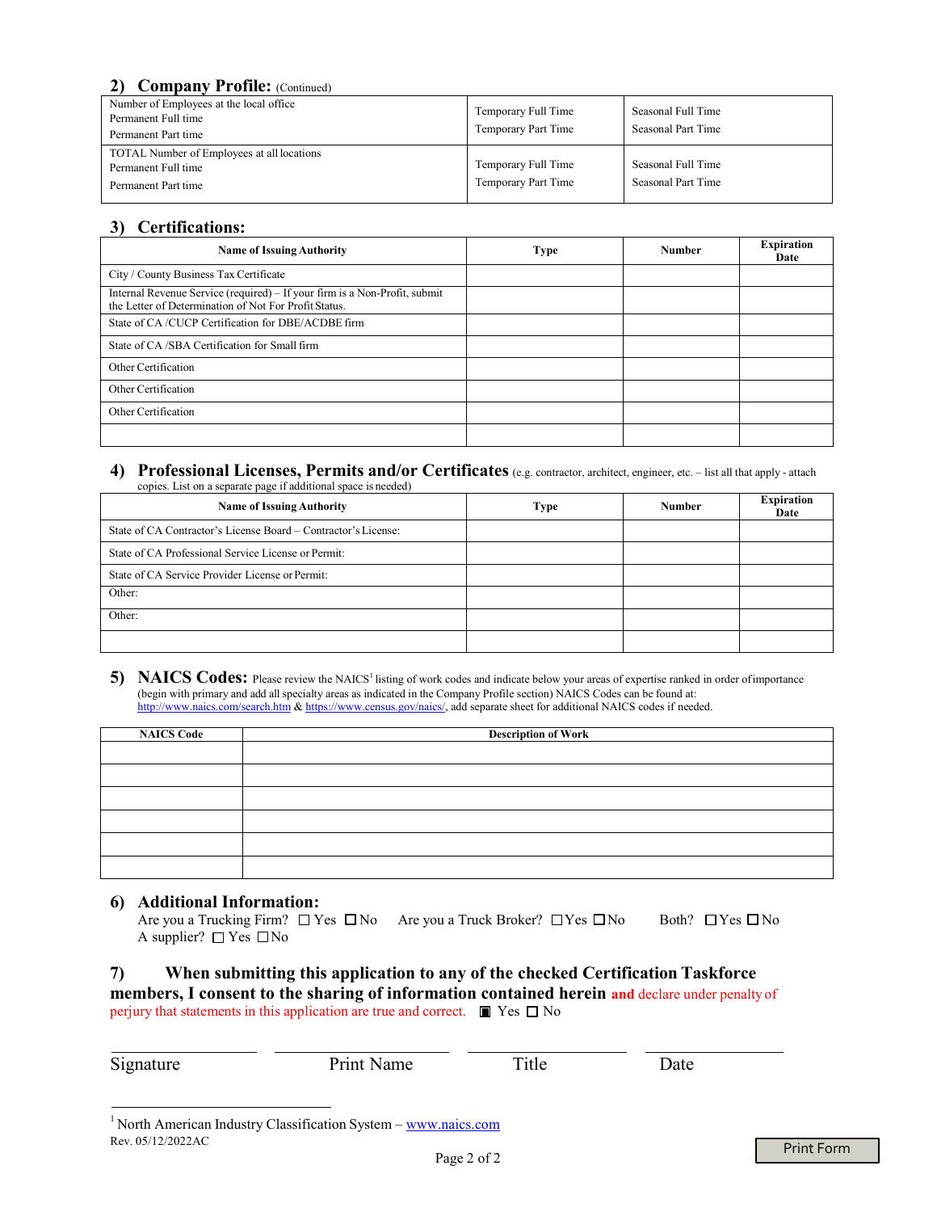## 2) Company Profile: (Continued)

| Number of Employees at the local office<br>Permanent Full time<br>Permanent Part time | Temporary Full Time<br>Temporary Part Time | Seasonal Full Time<br>Seasonal Part Time |
|---|---|---|
| TOTAL Number of Employees at all locations<br>Permanent Full time<br>Permanent Part time | Temporary Full Time<br>Temporary Part Time | Seasonal Full Time<br>Seasonal Part Time |

## 3) Certifications:

| Name of Issuing Authority | Type | Number | Expiration Date |
|---|---|---|---|
| City / County Business Tax Certificate | | | |
| Internal Revenue Service (required) – If your firm is a Non-Profit, submit the Letter of Determination of Not For Profit Status. | | | |
| State of CA /CUCP Certification for DBE/ACDBE firm | | | |
| State of CA /SBA Certification for Small firm | | | |
| Other Certification | | | |
| Other Certification | | | |
| Other Certification | | | |
| | | | |

## 4) Professional Licenses, Permits and/or Certificates (e.g. contractor, architect, engineer, etc. – list all that apply - attach copies. List on a separate page if additional space is needed)

| Name of Issuing Authority | Type | Number | Expiration Date |
|---|---|---|---|
| State of CA Contractor's License Board – Contractor's License: | | | |
| State of CA Professional Service License or Permit: | | | |
| State of CA Service Provider License or Permit: | | | |
| Other: | | | |
| Other: | | | |
| | | | |

## 5) NAICS Codes: Please review the NAICS[1] listing of work codes and indicate below your areas of expertise ranked in order of importance (begin with primary and add all specialty areas as indicated in the Company Profile section) NAICS Codes can be found at: http://www.naics.com/search.htm & https://www.census.gov/naics/, add separate sheet for additional NAICS codes if needed.

| NAICS Code | Description of Work |
|---|---|
| | |
| | |
| | |
| | |
| | |
| | |

## 6) Additional Information:

Are you a Trucking Firm? ☐ Yes ☐ No Are you a Truck Broker? ☐ Yes ☐ No Both? ☐ Yes ☐ No
A supplier? ☐ Yes ☐ No

## 7) When submitting this application to any of the checked Certification Taskforce members, I consent to the sharing of information contained herein and declare under penalty of perjury that statements in this application are true and correct. ☒ Yes ☐ No

Signature ______ Print Name ______ Title ______ Date ______

[1] North American Industry Classification System – www.naics.com

Rev. 05/12/2022AC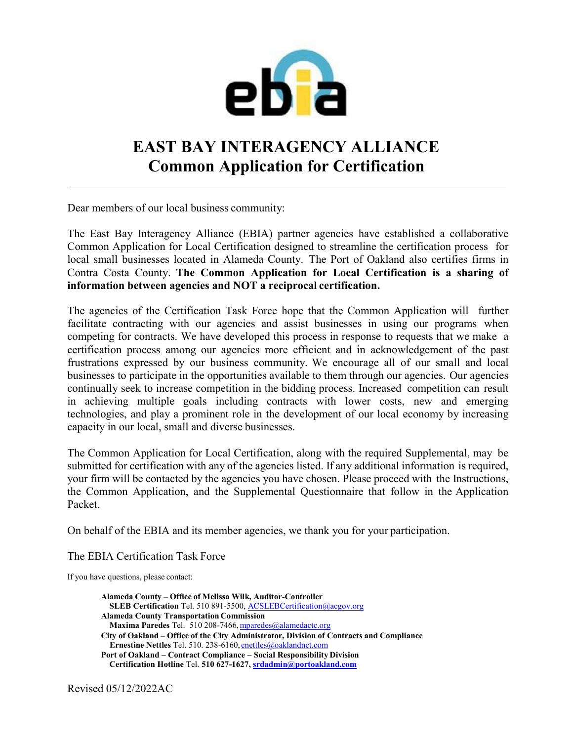# EAST BAY INTERAGENCY ALLIANCE
## Common Application for Certification

---

Dear members of our local business community:

The East Bay Interagency Alliance (EBIA) partner agencies have established a collaborative Common Application for Local Certification designed to streamline the certification process for local small businesses located in Alameda County. The Port of Oakland also certifies firms in Contra Costa County. **The Common Application for Local Certification is a sharing of information between agencies and NOT a reciprocal certification.**

The agencies of the Certification Task Force hope that the Common Application will further facilitate contracting with our agencies and assist businesses in using our programs when competing for contracts. We have developed this process in response to requests that we make a certification process among our agencies more efficient and in acknowledgement of the past frustrations expressed by our business community. We encourage all of our small and local businesses to participate in the opportunities available to them through our agencies. Our agencies continually seek to increase competition in the bidding process. Increased competition can result in achieving multiple goals including contracts with lower costs, new and emerging technologies, and play a prominent role in the development of our local economy by increasing capacity in our local, small and diverse businesses.

The Common Application for Local Certification, along with the required Supplemental, may be submitted for certification with any of the agencies listed. If any additional information is required, your firm will be contacted by the agencies you have chosen. Please proceed with the Instructions, the Common Application, and the Supplemental Questionnaire that follow in the Application Packet.

On behalf of the EBIA and its member agencies, we thank you for your participation.

The EBIA Certification Task Force

If you have questions, please contact:

**Alameda County – Office of Melissa Wilk, Auditor-Controller**
**SLEB Certification** Tel. 510 891-5500, ACSLEBCertification@acgov.org
**Alameda County Transportation Commission**
**Maxima Paredes** Tel. 510 208-7466, mparedes@alamedactc.org
**City of Oakland – Office of the City Administrator, Division of Contracts and Compliance**
**Ernestine Nettles** Tel. 510. 238-6160, enettles@oaklandnet.com
**Port of Oakland – Contract Compliance – Social Responsibility Division**
**Certification Hotline** Tel. **510 627-1627, srdadmin@portoakland.com**

Revised 05/12/2022AC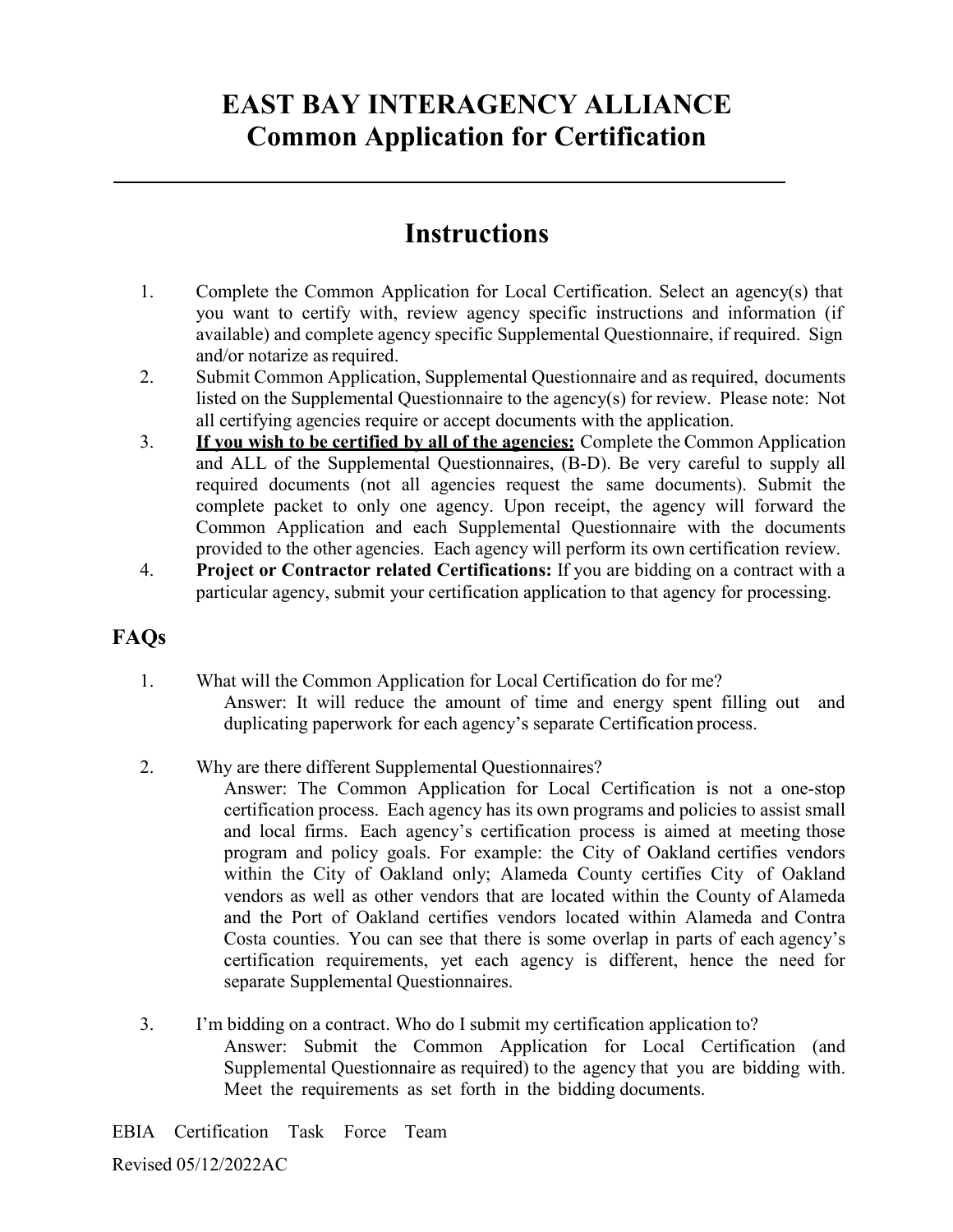# EAST BAY INTERAGENCY ALLIANCE
# Common Application for Certification

---

## Instructions

1. Complete the Common Application for Local Certification. Select an agency(s) that you want to certify with, review agency specific instructions and information (if available) and complete agency specific Supplemental Questionnaire, if required. Sign and/or notarize as required.
2. Submit Common Application, Supplemental Questionnaire and as required, documents listed on the Supplemental Questionnaire to the agency(s) for review. Please note: Not all certifying agencies require or accept documents with the application.
3. **<u>If you wish to be certified by all of the agencies:</u>** Complete the Common Application and ALL of the Supplemental Questionnaires, (B-D). Be very careful to supply all required documents (not all agencies request the same documents). Submit the complete packet to only one agency. Upon receipt, the agency will forward the Common Application and each Supplemental Questionnaire with the documents provided to the other agencies. Each agency will perform its own certification review.
4. **Project or Contractor related Certifications:** If you are bidding on a contract with a particular agency, submit your certification application to that agency for processing.

## FAQs

1. What will the Common Application for Local Certification do for me?

   Answer: It will reduce the amount of time and energy spent filling out and duplicating paperwork for each agency's separate Certification process.

2. Why are there different Supplemental Questionnaires?

   Answer: The Common Application for Local Certification is not a one-stop certification process. Each agency has its own programs and policies to assist small and local firms. Each agency's certification process is aimed at meeting those program and policy goals. For example: the City of Oakland certifies vendors within the City of Oakland only; Alameda County certifies City of Oakland vendors as well as other vendors that are located within the County of Alameda and the Port of Oakland certifies vendors located within Alameda and Contra Costa counties. You can see that there is some overlap in parts of each agency's certification requirements, yet each agency is different, hence the need for separate Supplemental Questionnaires.

3. I'm bidding on a contract. Who do I submit my certification application to?

   Answer: Submit the Common Application for Local Certification (and Supplemental Questionnaire as required) to the agency that you are bidding with. Meet the requirements as set forth in the bidding documents.

EBIA Certification Task Force Team

Revised 05/12/2022AC